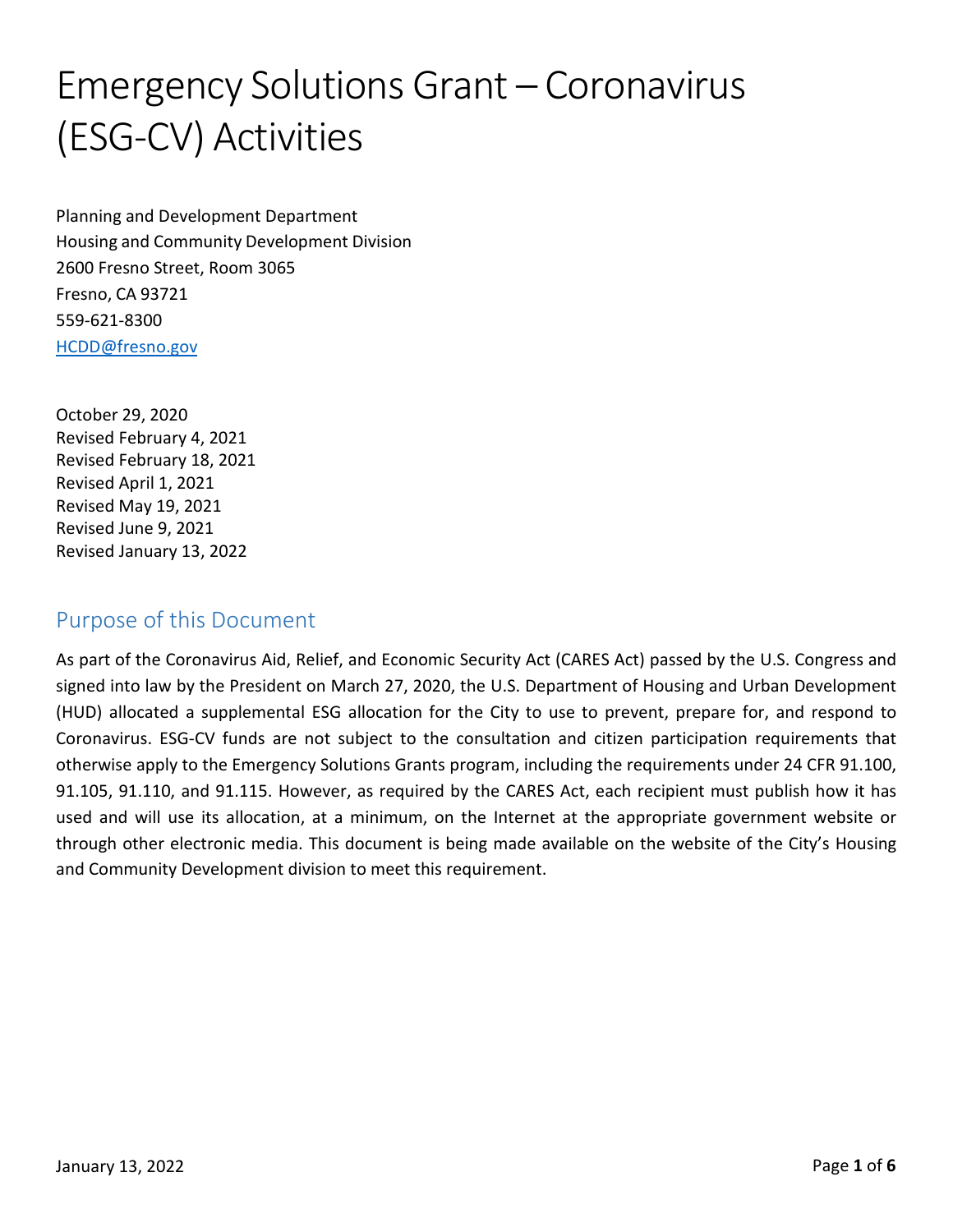# Emergency Solutions Grant – Coronavirus (ESG-CV) Activities

Planning and Development Department
Housing and Community Development Division
2600 Fresno Street, Room 3065
Fresno, CA 93721
559-621-8300
HCDD@fresno.gov

October 29, 2020
Revised February 4, 2021
Revised February 18, 2021
Revised April 1, 2021
Revised May 19, 2021
Revised June 9, 2021
Revised January 13, 2022

## Purpose of this Document

As part of the Coronavirus Aid, Relief, and Economic Security Act (CARES Act) passed by the U.S. Congress and signed into law by the President on March 27, 2020, the U.S. Department of Housing and Urban Development (HUD) allocated a supplemental ESG allocation for the City to use to prevent, prepare for, and respond to Coronavirus. ESG-CV funds are not subject to the consultation and citizen participation requirements that otherwise apply to the Emergency Solutions Grants program, including the requirements under 24 CFR 91.100, 91.105, 91.110, and 91.115. However, as required by the CARES Act, each recipient must publish how it has used and will use its allocation, at a minimum, on the Internet at the appropriate government website or through other electronic media. This document is being made available on the website of the City's Housing and Community Development division to meet this requirement.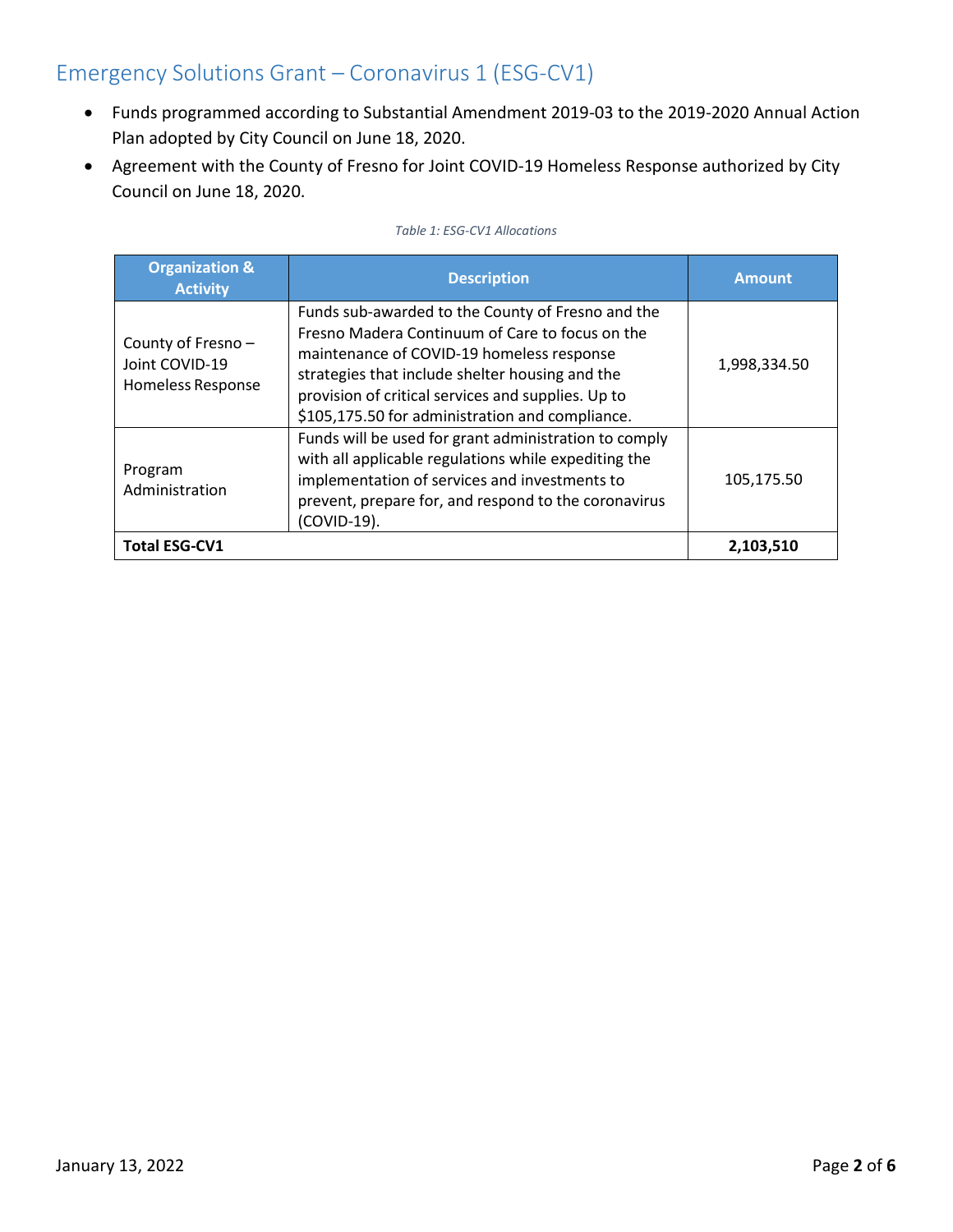## Emergency Solutions Grant – Coronavirus 1 (ESG-CV1)

- Funds programmed according to Substantial Amendment 2019-03 to the 2019-2020 Annual Action Plan adopted by City Council on June 18, 2020.
- Agreement with the County of Fresno for Joint COVID-19 Homeless Response authorized by City Council on June 18, 2020.

*Table 1: ESG-CV1 Allocations*

| Organization & Activity | Description | Amount |
|---|---|---|
| County of Fresno – Joint COVID-19 Homeless Response | Funds sub-awarded to the County of Fresno and the Fresno Madera Continuum of Care to focus on the maintenance of COVID-19 homeless response strategies that include shelter housing and the provision of critical services and supplies. Up to $105,175.50 for administration and compliance. | 1,998,334.50 |
| Program Administration | Funds will be used for grant administration to comply with all applicable regulations while expediting the implementation of services and investments to prevent, prepare for, and respond to the coronavirus (COVID-19). | 105,175.50 |
| **Total ESG-CV1** | | **2,103,510** |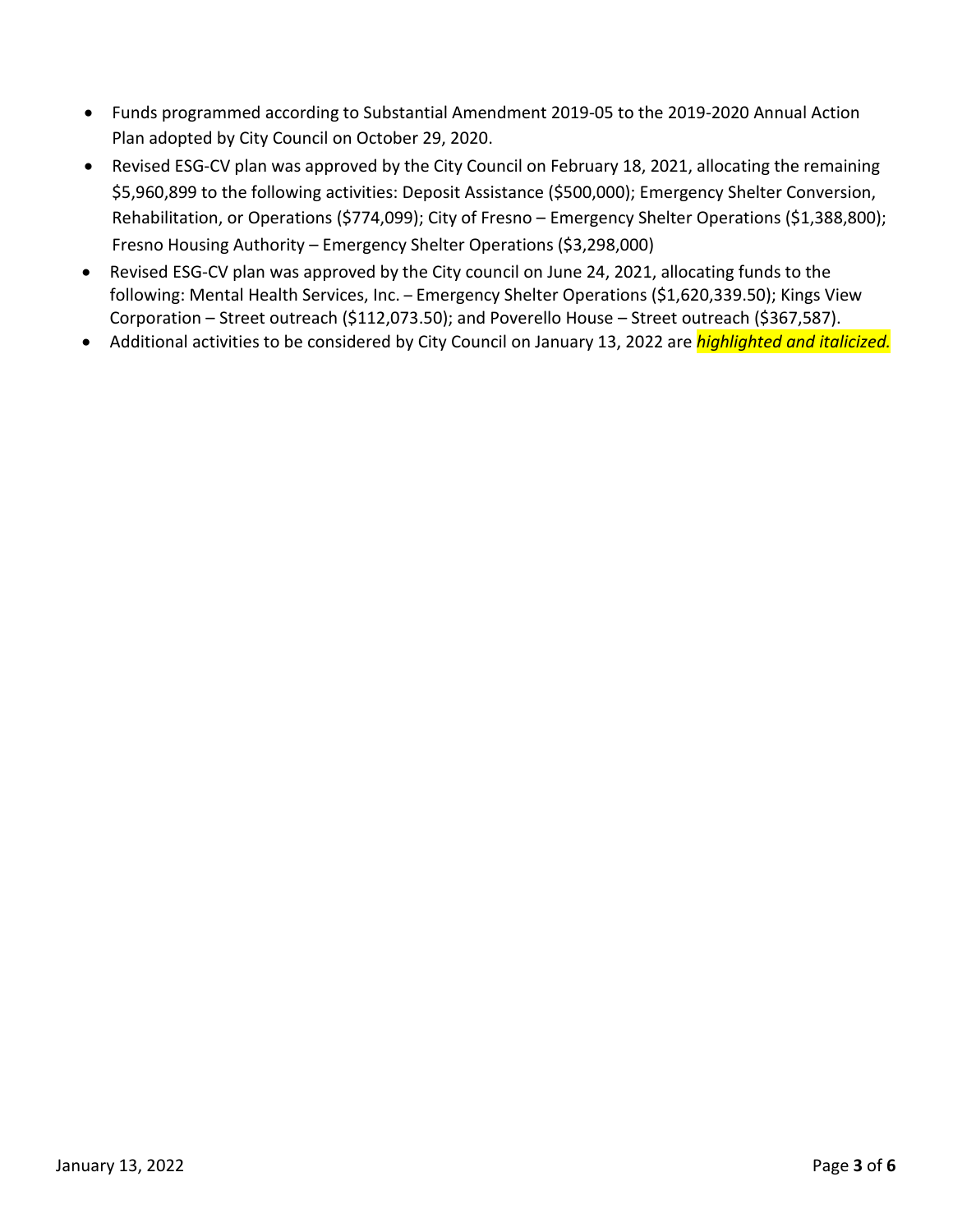- Funds programmed according to Substantial Amendment 2019-05 to the 2019-2020 Annual Action Plan adopted by City Council on October 29, 2020.
- Revised ESG-CV plan was approved by the City Council on February 18, 2021, allocating the remaining $5,960,899 to the following activities: Deposit Assistance ($500,000); Emergency Shelter Conversion, Rehabilitation, or Operations ($774,099); City of Fresno – Emergency Shelter Operations ($1,388,800); Fresno Housing Authority – Emergency Shelter Operations ($3,298,000)
- Revised ESG-CV plan was approved by the City council on June 24, 2021, allocating funds to the following: Mental Health Services, Inc. – Emergency Shelter Operations ($1,620,339.50); Kings View Corporation – Street outreach ($112,073.50); and Poverello House – Street outreach ($367,587).
- Additional activities to be considered by City Council on January 13, 2022 are *highlighted and italicized.*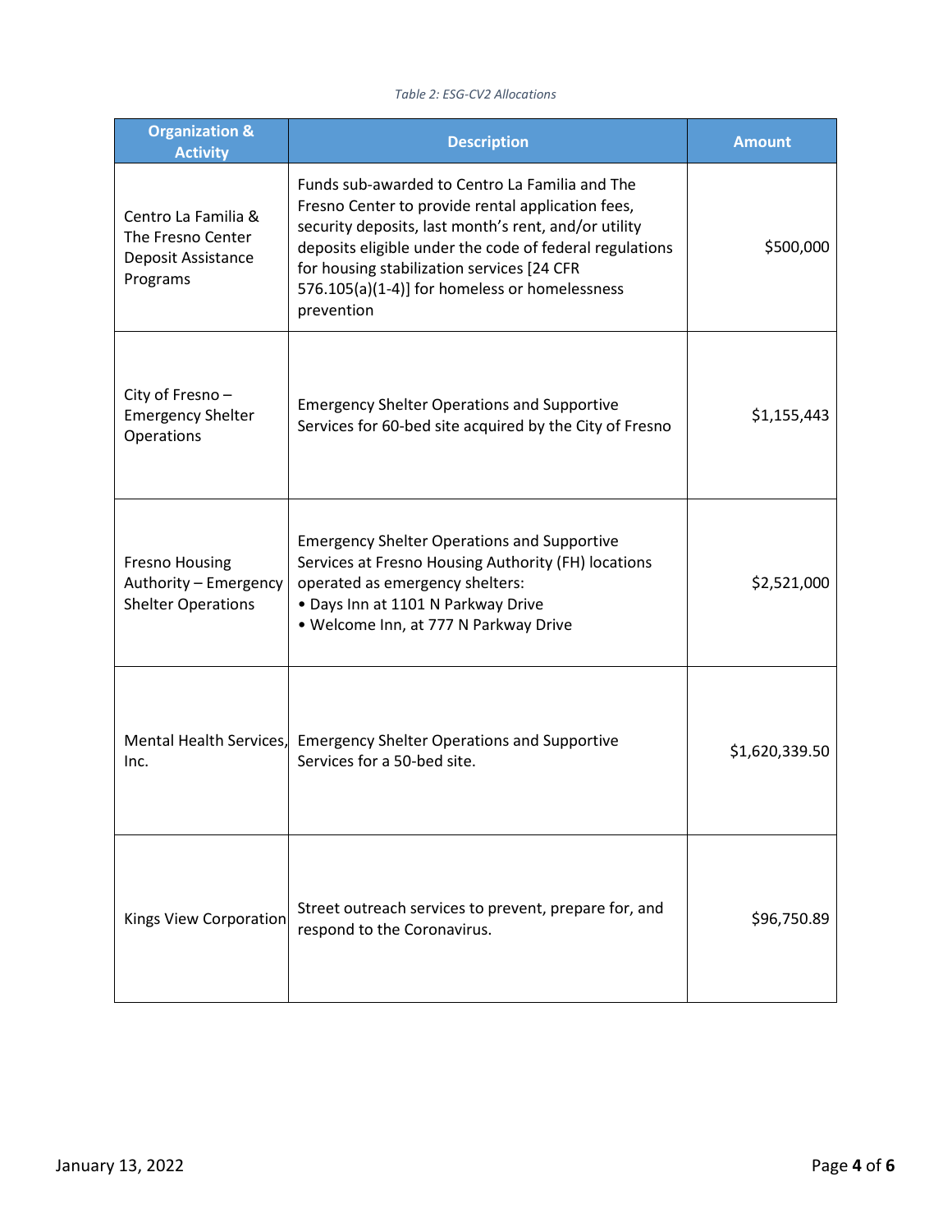*Table 2: ESG-CV2 Allocations*

| Organization & Activity | Description | Amount |
|---|---|---|
| Centro La Familia & The Fresno Center Deposit Assistance Programs | Funds sub-awarded to Centro La Familia and The Fresno Center to provide rental application fees, security deposits, last month's rent, and/or utility deposits eligible under the code of federal regulations for housing stabilization services [24 CFR 576.105(a)(1-4)] for homeless or homelessness prevention | $500,000 |
| City of Fresno – Emergency Shelter Operations | Emergency Shelter Operations and Supportive Services for 60-bed site acquired by the City of Fresno | $1,155,443 |
| Fresno Housing Authority – Emergency Shelter Operations | Emergency Shelter Operations and Supportive Services at Fresno Housing Authority (FH) locations operated as emergency shelters:<br>• Days Inn at 1101 N Parkway Drive<br>• Welcome Inn, at 777 N Parkway Drive | $2,521,000 |
| Mental Health Services, Inc. | Emergency Shelter Operations and Supportive Services for a 50-bed site. | $1,620,339.50 |
| Kings View Corporation | Street outreach services to prevent, prepare for, and respond to the Coronavirus. | $96,750.89 |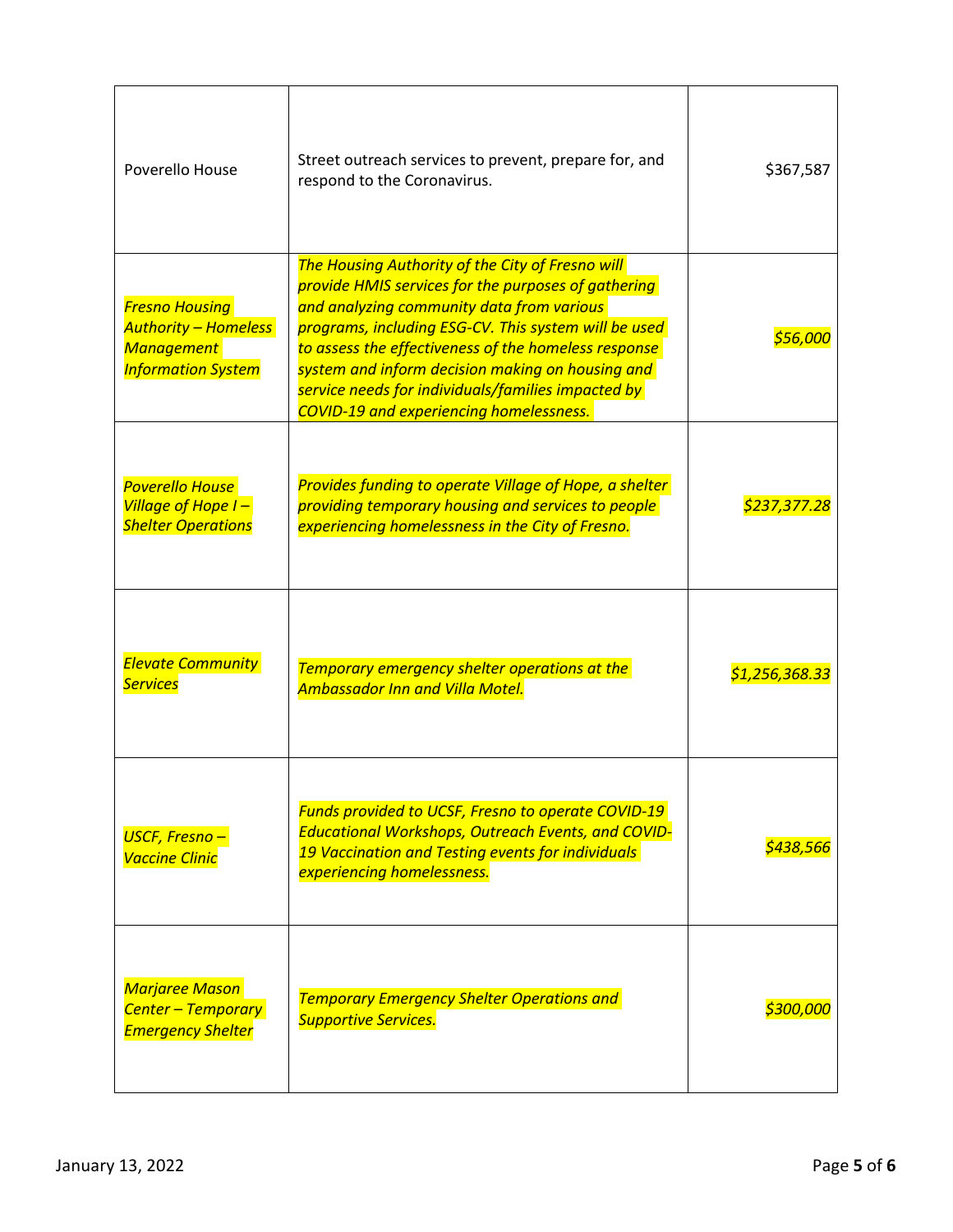| | | |
|---|---|---|
| Poverello House | Street outreach services to prevent, prepare for, and respond to the Coronavirus. | $367,587 |
| *Fresno Housing Authority – Homeless Management Information System* | *The Housing Authority of the City of Fresno will provide HMIS services for the purposes of gathering and analyzing community data from various programs, including ESG-CV. This system will be used to assess the effectiveness of the homeless response system and inform decision making on housing and service needs for individuals/families impacted by COVID-19 and experiencing homelessness.* | *$56,000* |
| *Poverello House Village of Hope I – Shelter Operations* | *Provides funding to operate Village of Hope, a shelter providing temporary housing and services to people experiencing homelessness in the City of Fresno.* | *$237,377.28* |
| *Elevate Community Services* | *Temporary emergency shelter operations at the Ambassador Inn and Villa Motel.* | *$1,256,368.33* |
| *USCF, Fresno – Vaccine Clinic* | *Funds provided to UCSF, Fresno to operate COVID-19 Educational Workshops, Outreach Events, and COVID-19 Vaccination and Testing events for individuals experiencing homelessness.* | *$438,566* |
| *Marjaree Mason Center – Temporary Emergency Shelter* | *Temporary Emergency Shelter Operations and Supportive Services.* | *$300,000* |

January 13, 2022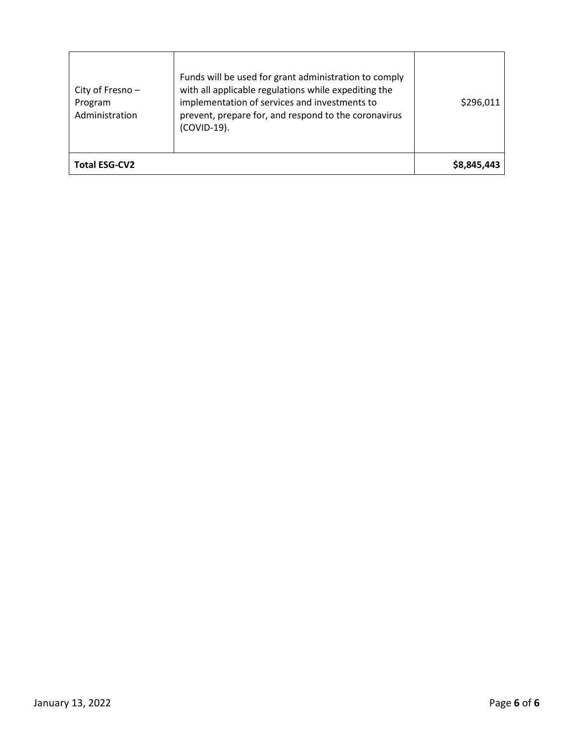| | | |
|---|---|---|
| City of Fresno – Program Administration | Funds will be used for grant administration to comply with all applicable regulations while expediting the implementation of services and investments to prevent, prepare for, and respond to the coronavirus (COVID-19). | $296,011 |
| **Total ESG-CV2** | | **$8,845,443** |

January 13, 2022